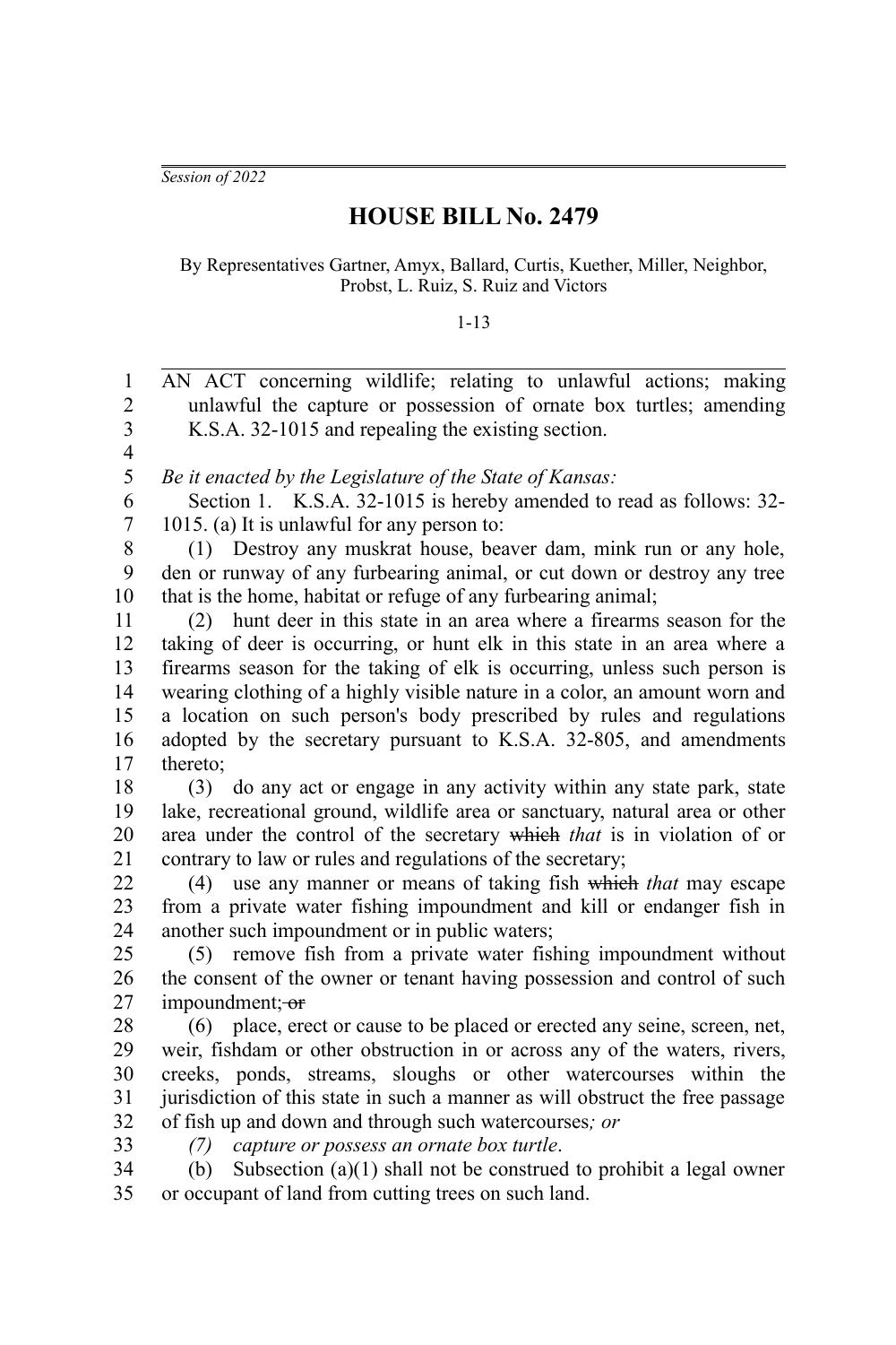*Session of 2022*

# HOUSE BILL No. 2479

By Representatives Gartner, Amyx, Ballard, Curtis, Kuether, Miller, Neighbor, Probst, L. Ruiz, S. Ruiz and Victors

1-13

AN ACT concerning wildlife; relating to unlawful actions; making unlawful the capture or possession of ornate box turtles; amending K.S.A. 32-1015 and repealing the existing section.

*Be it enacted by the Legislature of the State of Kansas:*

Section 1. K.S.A. 32-1015 is hereby amended to read as follows: 32-1015. (a) It is unlawful for any person to:

(1) Destroy any muskrat house, beaver dam, mink run or any hole, den or runway of any furbearing animal, or cut down or destroy any tree that is the home, habitat or refuge of any furbearing animal;

(2) hunt deer in this state in an area where a firearms season for the taking of deer is occurring, or hunt elk in this state in an area where a firearms season for the taking of elk is occurring, unless such person is wearing clothing of a highly visible nature in a color, an amount worn and a location on such person's body prescribed by rules and regulations adopted by the secretary pursuant to K.S.A. 32-805, and amendments thereto;

(3) do any act or engage in any activity within any state park, state lake, recreational ground, wildlife area or sanctuary, natural area or other area under the control of the secretary ~~which~~ *that* is in violation of or contrary to law or rules and regulations of the secretary;

(4) use any manner or means of taking fish ~~which~~ *that* may escape from a private water fishing impoundment and kill or endanger fish in another such impoundment or in public waters;

(5) remove fish from a private water fishing impoundment without the consent of the owner or tenant having possession and control of such impoundment; ~~or~~

(6) place, erect or cause to be placed or erected any seine, screen, net, weir, fishdam or other obstruction in or across any of the waters, rivers, creeks, ponds, streams, sloughs or other watercourses within the jurisdiction of this state in such a manner as will obstruct the free passage of fish up and down and through such watercourses*; or*

*(7) capture or possess an ornate box turtle*.

(b) Subsection (a)(1) shall not be construed to prohibit a legal owner or occupant of land from cutting trees on such land.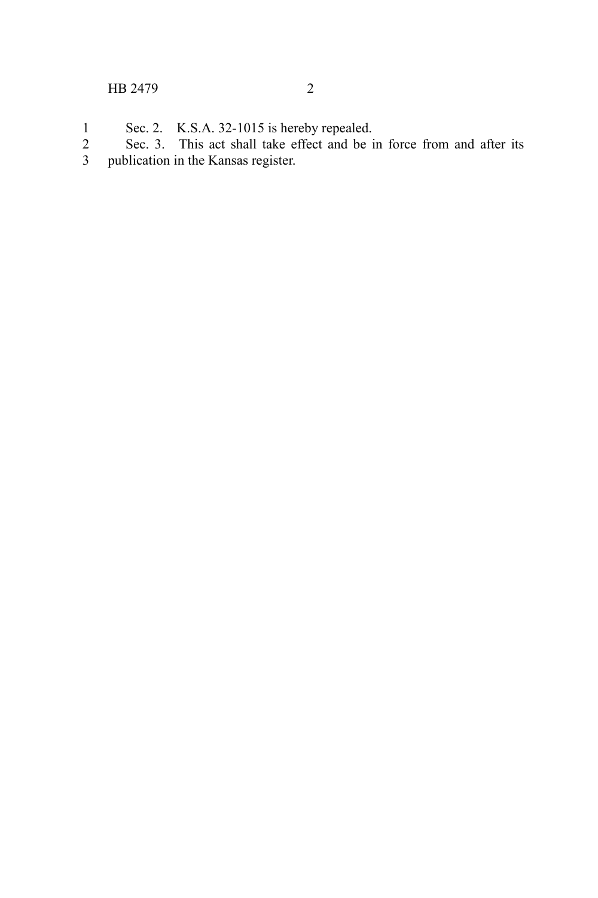Sec. 2. K.S.A. 32-1015 is hereby repealed.

Sec. 3. This act shall take effect and be in force from and after its publication in the Kansas register.